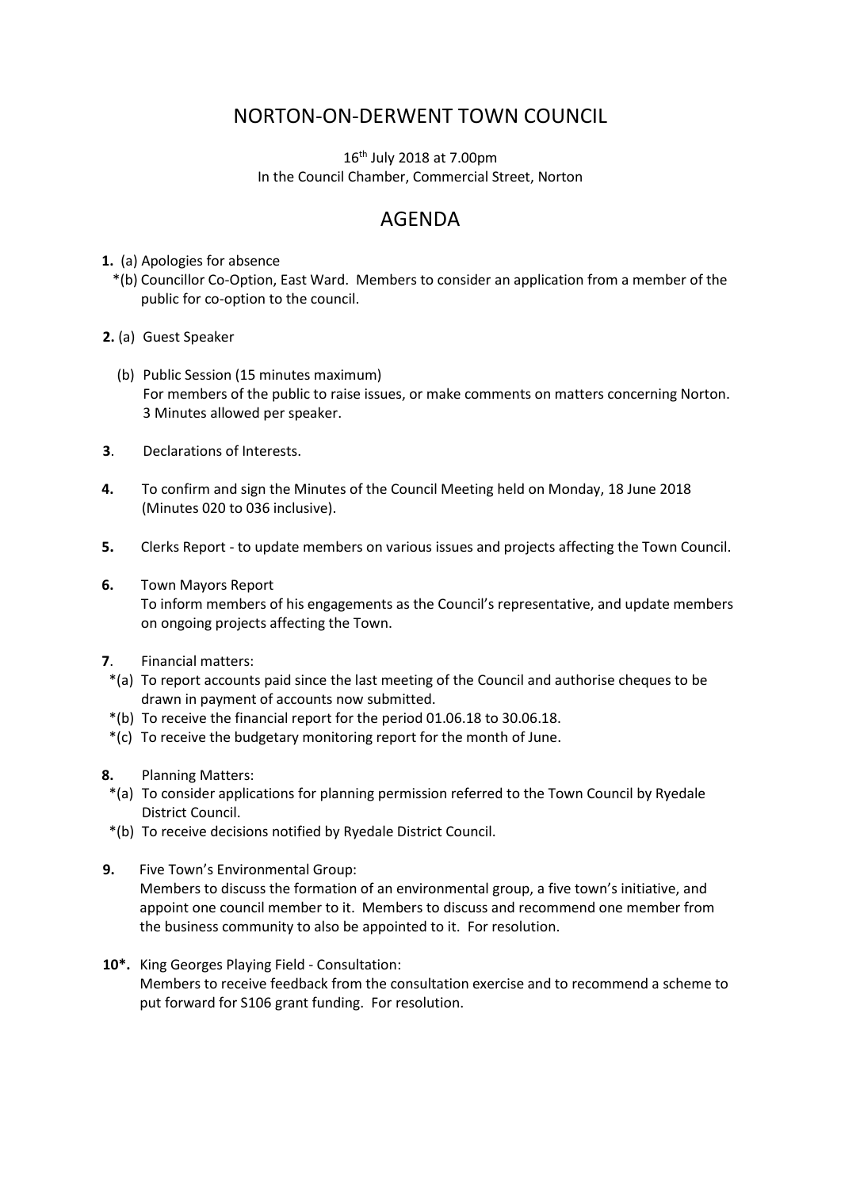# NORTON-ON-DERWENT TOWN COUNCIL

16th July 2018 at 7.00pm
In the Council Chamber, Commercial Street, Norton

## AGENDA

**1.** (a) Apologies for absence
*(b) Councillor Co-Option, East Ward. Members to consider an application from a member of the public for co-option to the council.

**2.** (a) Guest Speaker

(b) Public Session (15 minutes maximum)
For members of the public to raise issues, or make comments on matters concerning Norton. 3 Minutes allowed per speaker.

**3**. Declarations of Interests.

**4.** To confirm and sign the Minutes of the Council Meeting held on Monday, 18 June 2018 (Minutes 020 to 036 inclusive).

**5.** Clerks Report - to update members on various issues and projects affecting the Town Council.

**6.** Town Mayors Report
To inform members of his engagements as the Council's representative, and update members on ongoing projects affecting the Town.

**7**. Financial matters:
*(a) To report accounts paid since the last meeting of the Council and authorise cheques to be drawn in payment of accounts now submitted.
*(b) To receive the financial report for the period 01.06.18 to 30.06.18.
*(c) To receive the budgetary monitoring report for the month of June.

**8.** Planning Matters:
*(a) To consider applications for planning permission referred to the Town Council by Ryedale District Council.
*(b) To receive decisions notified by Ryedale District Council.

**9.** Five Town's Environmental Group:
Members to discuss the formation of an environmental group, a five town's initiative, and appoint one council member to it. Members to discuss and recommend one member from the business community to also be appointed to it. For resolution.

**10*.** King Georges Playing Field - Consultation:
Members to receive feedback from the consultation exercise and to recommend a scheme to put forward for S106 grant funding. For resolution.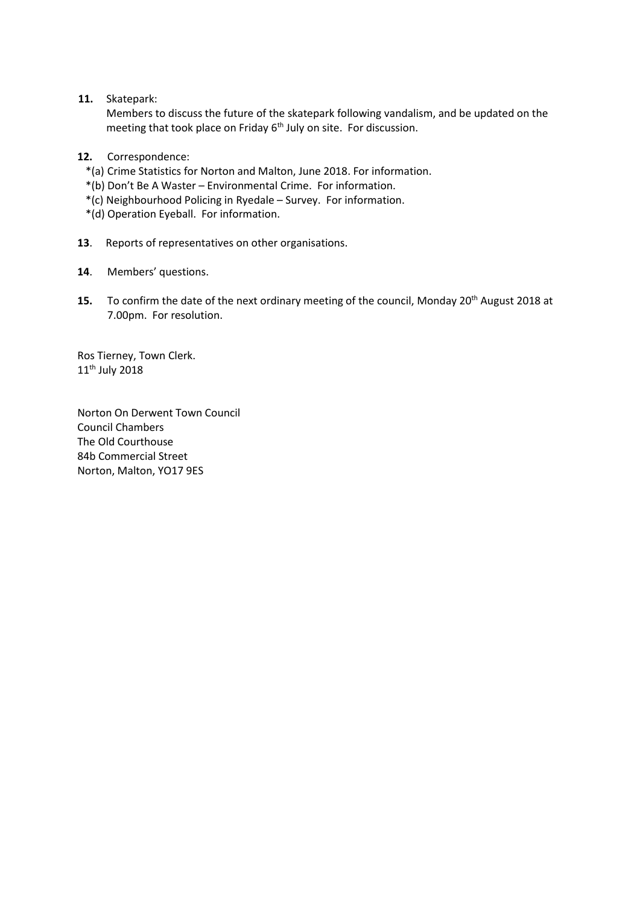**11.** Skatepark:
Members to discuss the future of the skatepark following vandalism, and be updated on the meeting that took place on Friday 6th July on site. For discussion.

**12.** Correspondence:
*(a) Crime Statistics for Norton and Malton, June 2018. For information.
*(b) Don't Be A Waster – Environmental Crime. For information.
*(c) Neighbourhood Policing in Ryedale – Survey. For information.
*(d) Operation Eyeball. For information.

**13**. Reports of representatives on other organisations.

**14**. Members' questions.

**15.** To confirm the date of the next ordinary meeting of the council, Monday 20th August 2018 at 7.00pm. For resolution.

Ros Tierney, Town Clerk.
11th July 2018

Norton On Derwent Town Council
Council Chambers
The Old Courthouse
84b Commercial Street
Norton, Malton, YO17 9ES